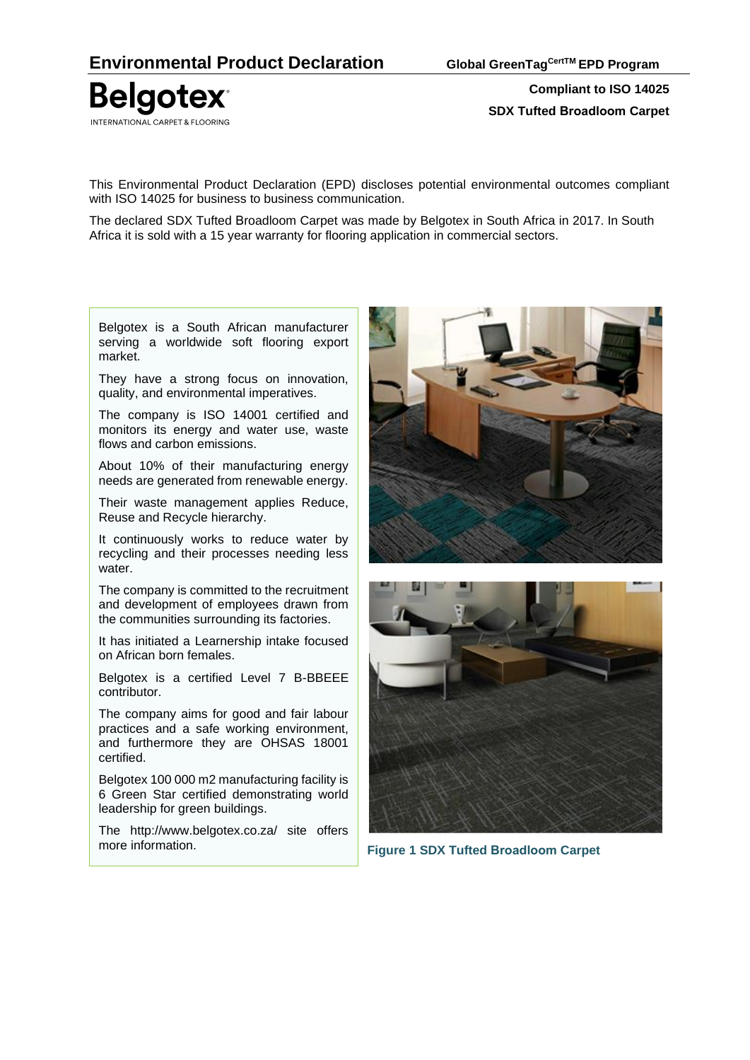# Environmental Product Declaration

**Global GreenTag$^{CertTM}$ EPD Program**

Belgotex
INTERNATIONAL CARPET & FLOORING

**Compliant to ISO 14025**
**SDX Tufted Broadloom Carpet**

This Environmental Product Declaration (EPD) discloses potential environmental outcomes compliant with ISO 14025 for business to business communication.

The declared SDX Tufted Broadloom Carpet was made by Belgotex in South Africa in 2017. In South Africa it is sold with a 15 year warranty for flooring application in commercial sectors.

Belgotex is a South African manufacturer serving a worldwide soft flooring export market.

They have a strong focus on innovation, quality, and environmental imperatives.

The company is ISO 14001 certified and monitors its energy and water use, waste flows and carbon emissions.

About 10% of their manufacturing energy needs are generated from renewable energy.

Their waste management applies Reduce, Reuse and Recycle hierarchy.

It continuously works to reduce water by recycling and their processes needing less water.

The company is committed to the recruitment and development of employees drawn from the communities surrounding its factories.

It has initiated a Learnership intake focused on African born females.

Belgotex is a certified Level 7 B-BBEEE contributor.

The company aims for good and fair labour practices and a safe working environment, and furthermore they are OHSAS 18001 certified.

Belgotex 100 000 m2 manufacturing facility is 6 Green Star certified demonstrating world leadership for green buildings.

The http://www.belgotex.co.za/ site offers more information.

**Figure 1 SDX Tufted Broadloom Carpet**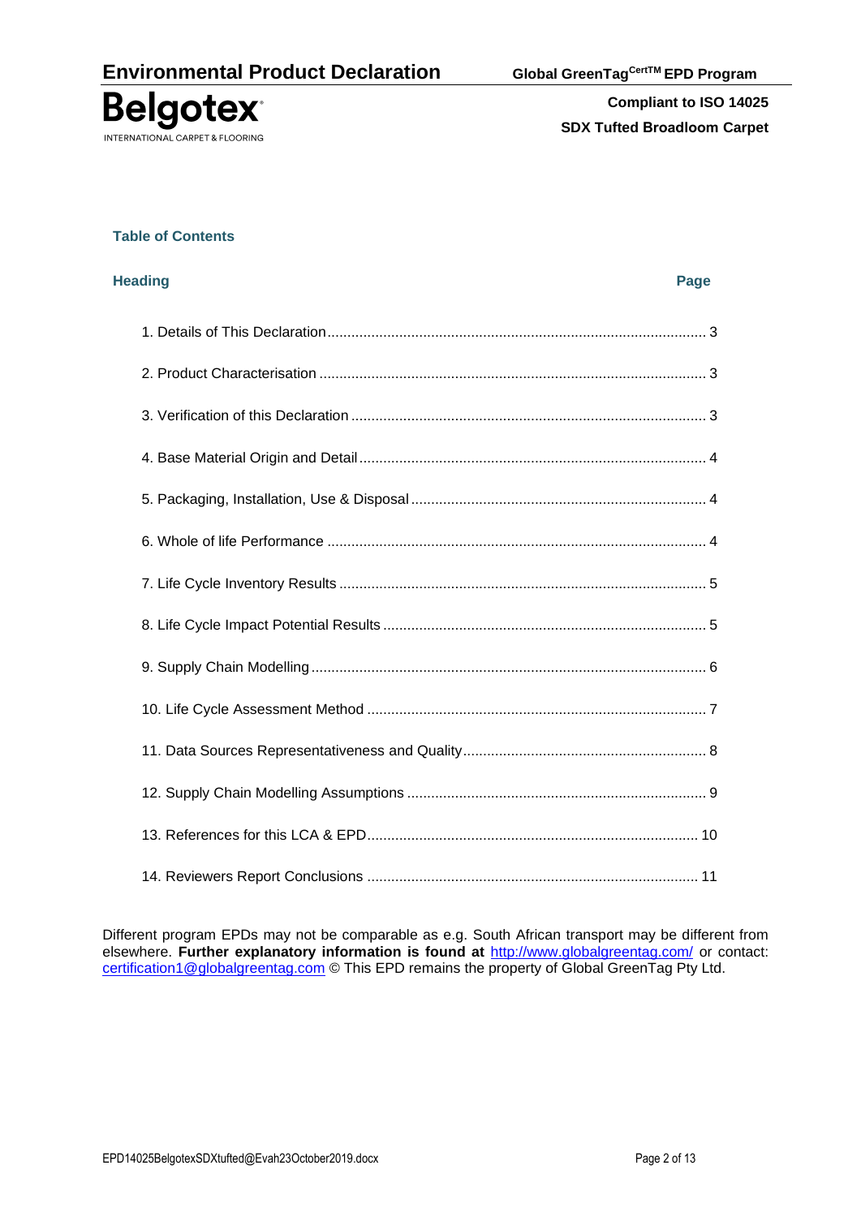## Table of Contents

| Heading | Page |
|---|---|
| 1. Details of This Declaration | 3 |
| 2. Product Characterisation | 3 |
| 3. Verification of this Declaration | 3 |
| 4. Base Material Origin and Detail | 4 |
| 5. Packaging, Installation, Use & Disposal | 4 |
| 6. Whole of life Performance | 4 |
| 7. Life Cycle Inventory Results | 5 |
| 8. Life Cycle Impact Potential Results | 5 |
| 9. Supply Chain Modelling | 6 |
| 10. Life Cycle Assessment Method | 7 |
| 11. Data Sources Representativeness and Quality | 8 |
| 12. Supply Chain Modelling Assumptions | 9 |
| 13. References for this LCA & EPD | 10 |
| 14. Reviewers Report Conclusions | 11 |

Different program EPDs may not be comparable as e.g. South African transport may be different from elsewhere. **Further explanatory information is found at** http://www.globalgreentag.com/ or contact: certification1@globalgreentag.com © This EPD remains the property of Global GreenTag Pty Ltd.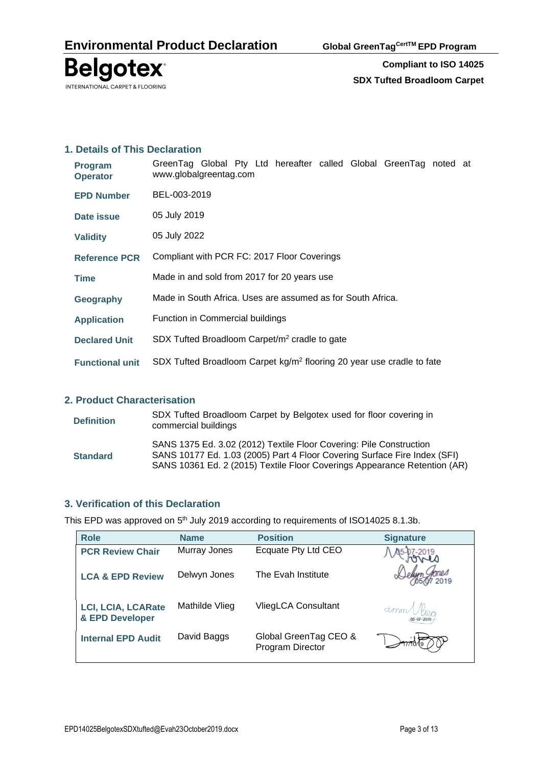## 1. Details of This Declaration

| | |
|---|---|
| **Program Operator** | GreenTag Global Pty Ltd hereafter called Global GreenTag noted at www.globalgreentag.com |
| **EPD Number** | BEL-003-2019 |
| **Date issue** | 05 July 2019 |
| **Validity** | 05 July 2022 |
| **Reference PCR** | Compliant with PCR FC: 2017 Floor Coverings |
| **Time** | Made in and sold from 2017 for 20 years use |
| **Geography** | Made in South Africa. Uses are assumed as for South Africa. |
| **Application** | Function in Commercial buildings |
| **Declared Unit** | SDX Tufted Broadloom Carpet/m$^2$ cradle to gate |
| **Functional unit** | SDX Tufted Broadloom Carpet kg/m$^2$ flooring 20 year use cradle to fate |

## 2. Product Characterisation

| | |
|---|---|
| **Definition** | SDX Tufted Broadloom Carpet by Belgotex used for floor covering in commercial buildings |
| **Standard** | SANS 1375 Ed. 3.02 (2012) Textile Floor Covering: Pile Construction<br>SANS 10177 Ed. 1.03 (2005) Part 4 Floor Covering Surface Fire Index (SFI)<br>SANS 10361 Ed. 2 (2015) Textile Floor Coverings Appearance Retention (AR) |

## 3. Verification of this Declaration

This EPD was approved on 5th July 2019 according to requirements of ISO14025 8.1.3b.

| Role | Name | Position | Signature |
|---|---|---|---|
| **PCR Review Chair** | Murray Jones | Ecquate Pty Ltd CEO | 05-07-2019 |
| **LCA & EPD Review** | Delwyn Jones | The Evah Institute | 05 07 2019 |
| **LCI, LCIA, LCARate & EPD Developer** | Mathilde Vlieg | VliegLCA Consultant | 05-07-2019 |
| **Internal EPD Audit** | David Baggs | Global GreenTag CEO & Program Director | 17/10/19 |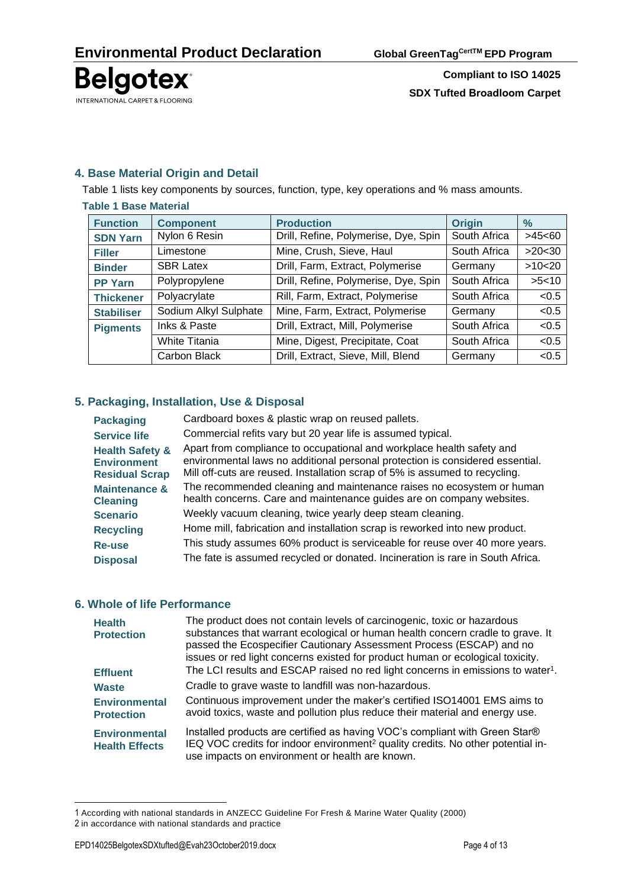## 4. Base Material Origin and Detail

Table 1 lists key components by sources, function, type, key operations and % mass amounts.

**Table 1 Base Material**

| Function | Component | Production | Origin | % |
|---|---|---|---|---|
| **SDN Yarn** | Nylon 6 Resin | Drill, Refine, Polymerise, Dye, Spin | South Africa | >45<60 |
| **Filler** | Limestone | Mine, Crush, Sieve, Haul | South Africa | >20<30 |
| **Binder** | SBR Latex | Drill, Farm, Extract, Polymerise | Germany | >10<20 |
| **PP Yarn** | Polypropylene | Drill, Refine, Polymerise, Dye, Spin | South Africa | >5<10 |
| **Thickener** | Polyacrylate | Rill, Farm, Extract, Polymerise | South Africa | <0.5 |
| **Stabiliser** | Sodium Alkyl Sulphate | Mine, Farm, Extract, Polymerise | Germany | <0.5 |
| **Pigments** | Inks & Paste | Drill, Extract, Mill, Polymerise | South Africa | <0.5 |
| | White Titania | Mine, Digest, Precipitate, Coat | South Africa | <0.5 |
| | Carbon Black | Drill, Extract, Sieve, Mill, Blend | Germany | <0.5 |

## 5. Packaging, Installation, Use & Disposal

**Packaging** Cardboard boxes & plastic wrap on reused pallets.

**Service life** Commercial refits vary but 20 year life is assumed typical.

**Health Safety & Environment** Apart from compliance to occupational and workplace health safety and environmental laws no additional personal protection is considered essential.

**Residual Scrap** Mill off-cuts are reused. Installation scrap of 5% is assumed to recycling.

**Maintenance & Cleaning** The recommended cleaning and maintenance raises no ecosystem or human health concerns. Care and maintenance guides are on company websites.

**Scenario** Weekly vacuum cleaning, twice yearly deep steam cleaning.

**Recycling** Home mill, fabrication and installation scrap is reworked into new product.

**Re-use** This study assumes 60% product is serviceable for reuse over 40 more years.

**Disposal** The fate is assumed recycled or donated. Incineration is rare in South Africa.

## 6. Whole of life Performance

**Health Protection** The product does not contain levels of carcinogenic, toxic or hazardous substances that warrant ecological or human health concern cradle to grave. It passed the Ecospecifier Cautionary Assessment Process (ESCAP) and no issues or red light concerns existed for product human or ecological toxicity.

**Effluent** The LCI results and ESCAP raised no red light concerns in emissions to water[1].

**Waste** Cradle to grave waste to landfill was non-hazardous.

**Environmental Protection** Continuous improvement under the maker's certified ISO14001 EMS aims to avoid toxics, waste and pollution plus reduce their material and energy use.

**Environmental Health Effects** Installed products are certified as having VOC's compliant with Green Star® IEQ VOC credits for indoor environment[2] quality credits. No other potential in-use impacts on environment or health are known.

---

1 According with national standards in ANZECC Guideline For Fresh & Marine Water Quality (2000)

2 in accordance with national standards and practice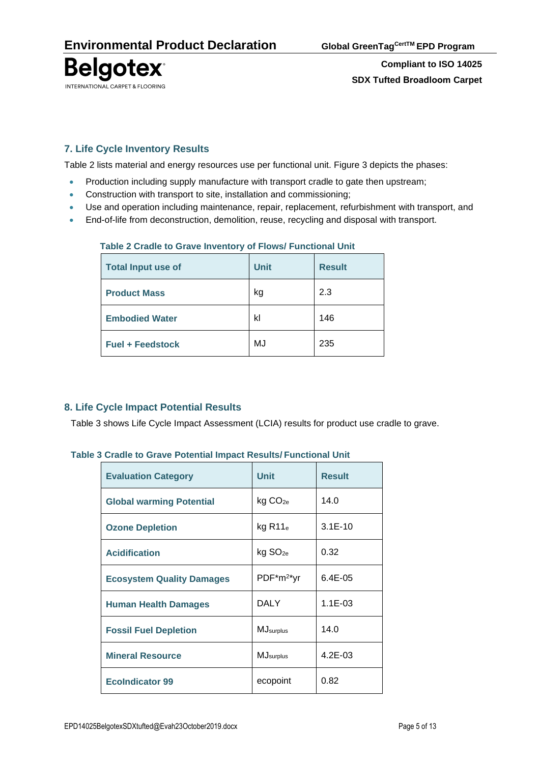## 7. Life Cycle Inventory Results

Table 2 lists material and energy resources use per functional unit. Figure 3 depicts the phases:

- Production including supply manufacture with transport cradle to gate then upstream;
- Construction with transport to site, installation and commissioning;
- Use and operation including maintenance, repair, replacement, refurbishment with transport, and
- End-of-life from deconstruction, demolition, reuse, recycling and disposal with transport.

**Table 2 Cradle to Grave Inventory of Flows/ Functional Unit**

| Total Input use of | Unit | Result |
|---|---|---|
| **Product Mass** | kg | 2.3 |
| **Embodied Water** | kl | 146 |
| **Fuel + Feedstock** | MJ | 235 |

## 8. Life Cycle Impact Potential Results

Table 3 shows Life Cycle Impact Assessment (LCIA) results for product use cradle to grave.

**Table 3 Cradle to Grave Potential Impact Results/ Functional Unit**

| Evaluation Category | Unit | Result |
|---|---|---|
| **Global warming Potential** | kg $CO_{2e}$ | 14.0 |
| **Ozone Depletion** | kg $R11_e$ | 3.1E-10 |
| **Acidification** | kg $SO_{2e}$ | 0.32 |
| **Ecosystem Quality Damages** | PDF*$m^2$*yr | 6.4E-05 |
| **Human Health Damages** | DALY | 1.1E-03 |
| **Fossil Fuel Depletion** | $MJ_{surplus}$ | 14.0 |
| **Mineral Resource** | $MJ_{surplus}$ | 4.2E-03 |
| **EcoIndicator 99** | ecopoint | 0.82 |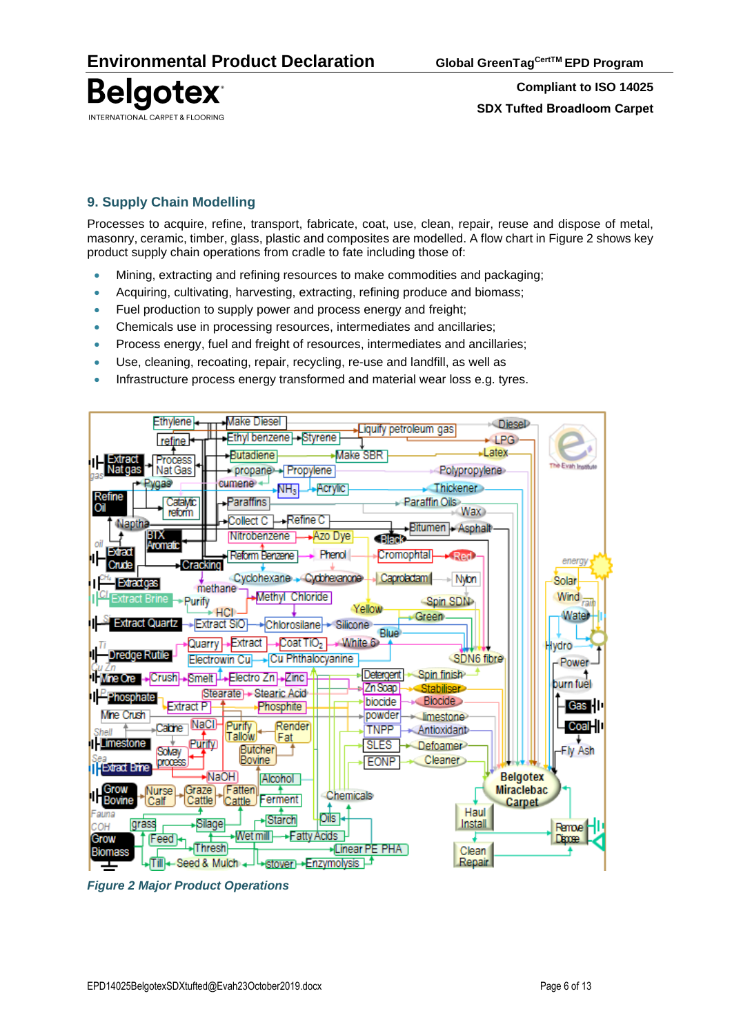## 9. Supply Chain Modelling

Processes to acquire, refine, transport, fabricate, coat, use, clean, repair, reuse and dispose of metal, masonry, ceramic, timber, glass, plastic and composites are modelled. A flow chart in Figure 2 shows key product supply chain operations from cradle to fate including those of:

- Mining, extracting and refining resources to make commodities and packaging;
- Acquiring, cultivating, harvesting, extracting, refining produce and biomass;
- Fuel production to supply power and process energy and freight;
- Chemicals use in processing resources, intermediates and ancillaries;
- Process energy, fuel and freight of resources, intermediates and ancillaries;
- Use, cleaning, recoating, repair, recycling, re-use and landfill, as well as
- Infrastructure process energy transformed and material wear loss e.g. tyres.

*Figure 2 Major Product Operations*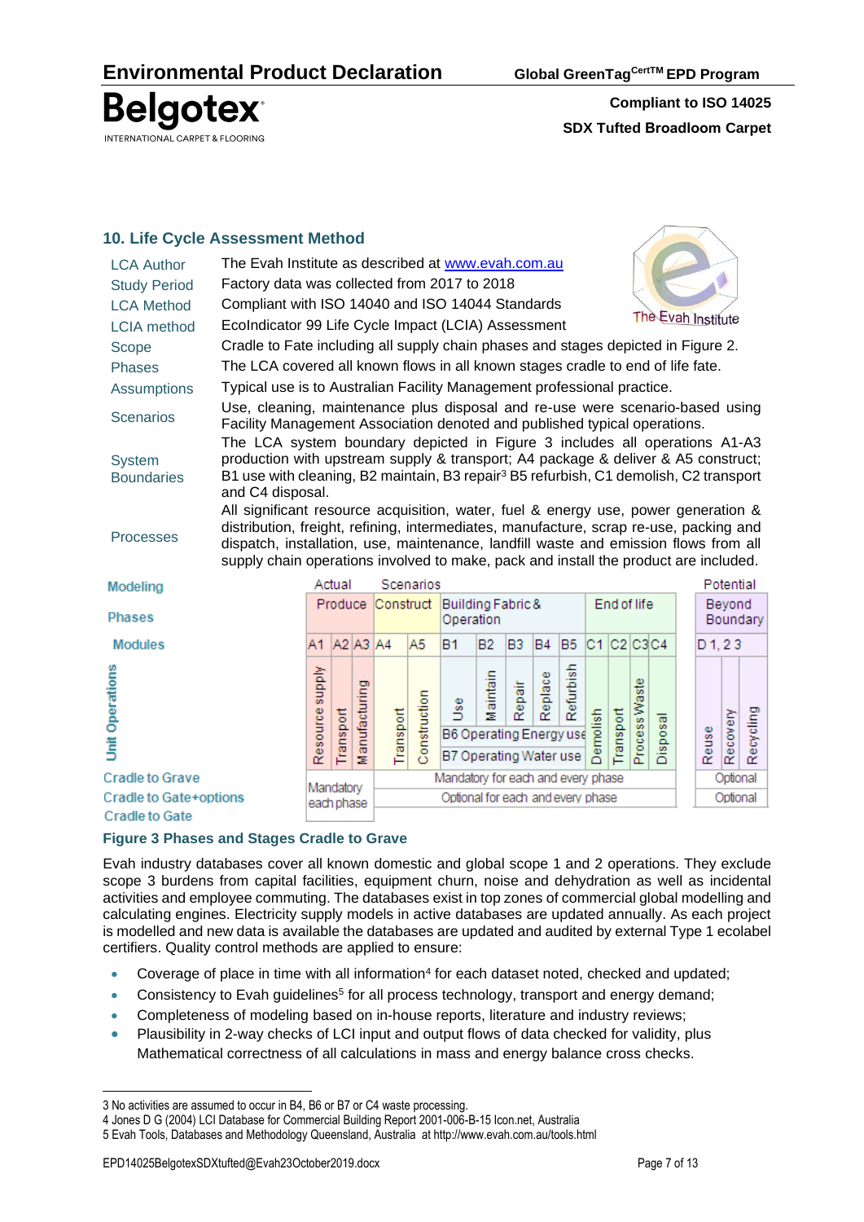## 10. Life Cycle Assessment Method

| | |
|---|---|
| LCA Author | The Evah Institute as described at www.evah.com.au |
| Study Period | Factory data was collected from 2017 to 2018 |
| LCA Method | Compliant with ISO 14040 and ISO 14044 Standards |
| LCIA method | EcoIndicator 99 Life Cycle Impact (LCIA) Assessment |
| Scope | Cradle to Fate including all supply chain phases and stages depicted in Figure 2. |
| Phases | The LCA covered all known flows in all known stages cradle to end of life fate. |
| Assumptions | Typical use is to Australian Facility Management professional practice. |
| Scenarios | Use, cleaning, maintenance plus disposal and re-use were scenario-based using Facility Management Association denoted and published typical operations. |
| System Boundaries | The LCA system boundary depicted in Figure 3 includes all operations A1-A3 production with upstream supply & transport; A4 package & deliver & A5 construct; B1 use with cleaning, B2 maintain, B3 repair[3] B5 refurbish, C1 demolish, C2 transport and C4 disposal. |
| Processes | All significant resource acquisition, water, fuel & energy use, power generation & distribution, freight, refining, intermediates, manufacture, scrap re-use, packing and dispatch, installation, use, maintenance, landfill waste and emission flows from all supply chain operations involved to make, pack and install the product are included. |

| Modeling | Actual | | | Scenarios | | | | | | | | | | | | Potential | | |
|---|---|---|---|---|---|---|---|---|---|---|---|---|---|---|---|---|---|---|
| Phases | Produce | | | Construct | | Building Fabric & Operation | | | | | End of life | | | | | Beyond Boundary | | |
| Modules | A1 | A2 | A3 | A4 | A5 | B1 | B2 | B3 | B4 | B5 | C1 | C2 | C3 | C4 | | D 1, 2 3 | | |
| Unit Operations | Resource supply | Transport | Manufacturing | Transport | Construction | Use | Maintain | Repair | Replace | Refurbish | Demolish | Transport | Process Waste | Disposal | | Reuse | Recovery | Recycling |
| | | | | | | B6 Operating Energy use | | | | | | | | | | | | |
| | | | | | | B7 Operating Water use | | | | | | | | | | | | |
| Cradle to Grave | Mandatory each phase | | | Mandatory for each and every phase | | | | | | | | | | | | Optional | | |
| Cradle to Gate+options | | | | Optional for each and every phase | | | | | | | | | | | | Optional | | |
| Cradle to Gate | | | | | | | | | | | | | | | | | | |

**Figure 3 Phases and Stages Cradle to Grave**

Evah industry databases cover all known domestic and global scope 1 and 2 operations. They exclude scope 3 burdens from capital facilities, equipment churn, noise and dehydration as well as incidental activities and employee commuting. The databases exist in top zones of commercial global modelling and calculating engines. Electricity supply models in active databases are updated annually. As each project is modelled and new data is available the databases are updated and audited by external Type 1 ecolabel certifiers. Quality control methods are applied to ensure:

- Coverage of place in time with all information[4] for each dataset noted, checked and updated;
- Consistency to Evah guidelines[5] for all process technology, transport and energy demand;
- Completeness of modeling based on in-house reports, literature and industry reviews;
- Plausibility in 2-way checks of LCI input and output flows of data checked for validity, plus Mathematical correctness of all calculations in mass and energy balance cross checks.

---

3 No activities are assumed to occur in B4, B6 or B7 or C4 waste processing.

4 Jones D G (2004) LCI Database for Commercial Building Report 2001-006-B-15 Icon.net, Australia

5 Evah Tools, Databases and Methodology Queensland, Australia at http://www.evah.com.au/tools.html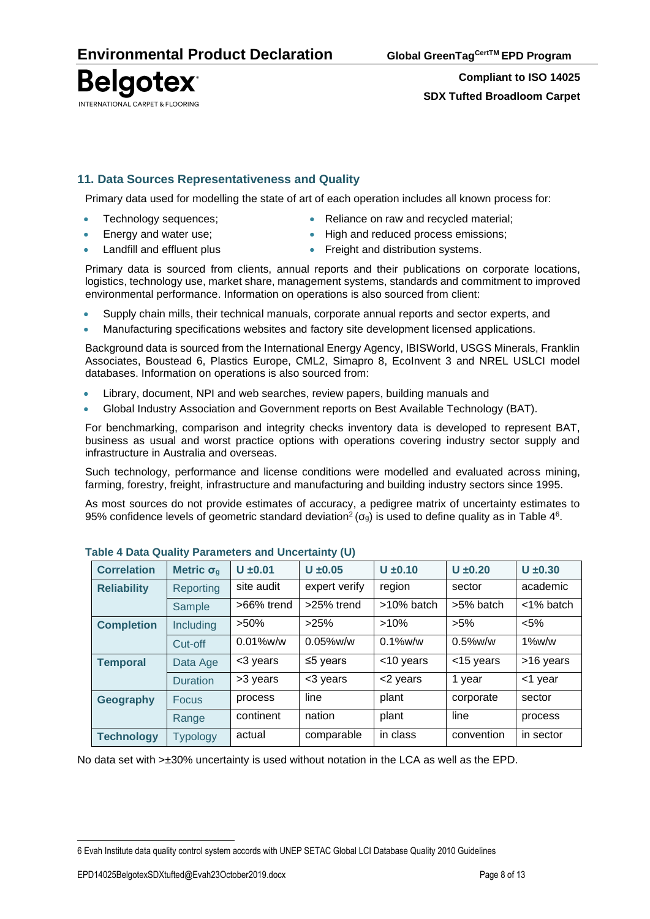## 11. Data Sources Representativeness and Quality

Primary data used for modelling the state of art of each operation includes all known process for:

- Technology sequences;
- Energy and water use;
- Landfill and effluent plus
- Reliance on raw and recycled material;
- High and reduced process emissions;
- Freight and distribution systems.

Primary data is sourced from clients, annual reports and their publications on corporate locations, logistics, technology use, market share, management systems, standards and commitment to improved environmental performance. Information on operations is also sourced from client:

- Supply chain mills, their technical manuals, corporate annual reports and sector experts, and
- Manufacturing specifications websites and factory site development licensed applications.

Background data is sourced from the International Energy Agency, IBISWorld, USGS Minerals, Franklin Associates, Boustead 6, Plastics Europe, CML2, Simapro 8, EcoInvent 3 and NREL USLCI model databases. Information on operations is also sourced from:

- Library, document, NPI and web searches, review papers, building manuals and
- Global Industry Association and Government reports on Best Available Technology (BAT).

For benchmarking, comparison and integrity checks inventory data is developed to represent BAT, business as usual and worst practice options with operations covering industry sector supply and infrastructure in Australia and overseas.

Such technology, performance and license conditions were modelled and evaluated across mining, farming, forestry, freight, infrastructure and manufacturing and building industry sectors since 1995.

As most sources do not provide estimates of accuracy, a pedigree matrix of uncertainty estimates to 95% confidence levels of geometric standard deviation[2] ($\sigma_g$) is used to define quality as in Table 4[6].

**Table 4 Data Quality Parameters and Uncertainty (U)**

| Correlation | Metric $\sigma_g$ | U ±0.01 | U ±0.05 | U ±0.10 | U ±0.20 | U ±0.30 |
|---|---|---|---|---|---|---|
| **Reliability** | Reporting | site audit | expert verify | region | sector | academic |
| | Sample | >66% trend | >25% trend | >10% batch | >5% batch | <1% batch |
| **Completion** | Including | >50% | >25% | >10% | >5% | <5% |
| | Cut-off | 0.01%w/w | 0.05%w/w | 0.1%w/w | 0.5%w/w | 1%w/w |
| **Temporal** | Data Age | <3 years | ≤5 years | <10 years | <15 years | >16 years |
| | Duration | >3 years | <3 years | <2 years | 1 year | <1 year |
| **Geography** | Focus | process | line | plant | corporate | sector |
| | Range | continent | nation | plant | line | process |
| **Technology** | Typology | actual | comparable | in class | convention | in sector |

No data set with >±30% uncertainty is used without notation in the LCA as well as the EPD.

---

6 Evah Institute data quality control system accords with UNEP SETAC Global LCI Database Quality 2010 Guidelines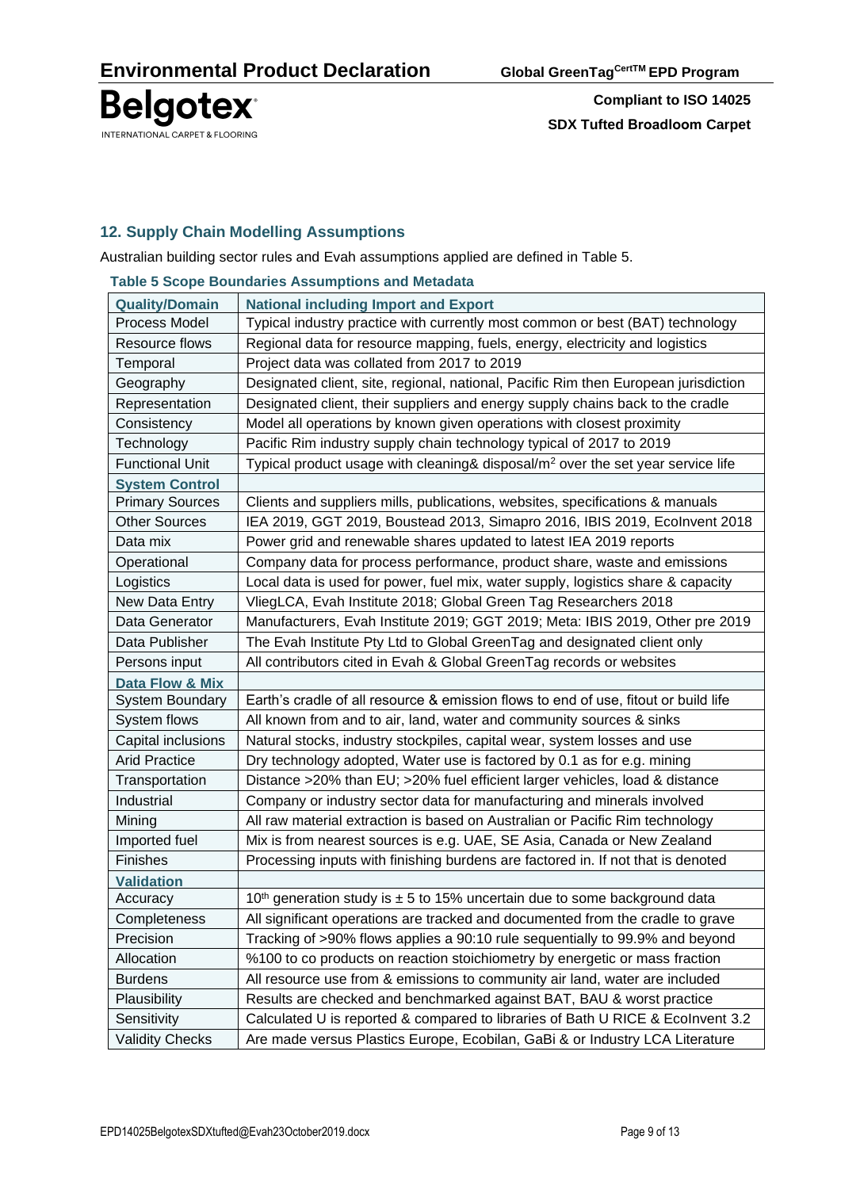## 12. Supply Chain Modelling Assumptions

Australian building sector rules and Evah assumptions applied are defined in Table 5.

**Table 5 Scope Boundaries Assumptions and Metadata**

| Quality/Domain | National including Import and Export |
|---|---|
| Process Model | Typical industry practice with currently most common or best (BAT) technology |
| Resource flows | Regional data for resource mapping, fuels, energy, electricity and logistics |
| Temporal | Project data was collated from 2017 to 2019 |
| Geography | Designated client, site, regional, national, Pacific Rim then European jurisdiction |
| Representation | Designated client, their suppliers and energy supply chains back to the cradle |
| Consistency | Model all operations by known given operations with closest proximity |
| Technology | Pacific Rim industry supply chain technology typical of 2017 to 2019 |
| Functional Unit | Typical product usage with cleaning& disposal/m$^2$ over the set year service life |
| **System Control** | |
| Primary Sources | Clients and suppliers mills, publications, websites, specifications & manuals |
| Other Sources | IEA 2019, GGT 2019, Boustead 2013, Simapro 2016, IBIS 2019, EcoInvent 2018 |
| Data mix | Power grid and renewable shares updated to latest IEA 2019 reports |
| Operational | Company data for process performance, product share, waste and emissions |
| Logistics | Local data is used for power, fuel mix, water supply, logistics share & capacity |
| New Data Entry | VliegLCA, Evah Institute 2018; Global Green Tag Researchers 2018 |
| Data Generator | Manufacturers, Evah Institute 2019; GGT 2019; Meta: IBIS 2019, Other pre 2019 |
| Data Publisher | The Evah Institute Pty Ltd to Global GreenTag and designated client only |
| Persons input | All contributors cited in Evah & Global GreenTag records or websites |
| **Data Flow & Mix** | |
| System Boundary | Earth's cradle of all resource & emission flows to end of use, fitout or build life |
| System flows | All known from and to air, land, water and community sources & sinks |
| Capital inclusions | Natural stocks, industry stockpiles, capital wear, system losses and use |
| Arid Practice | Dry technology adopted, Water use is factored by 0.1 as for e.g. mining |
| Transportation | Distance >20% than EU; >20% fuel efficient larger vehicles, load & distance |
| Industrial | Company or industry sector data for manufacturing and minerals involved |
| Mining | All raw material extraction is based on Australian or Pacific Rim technology |
| Imported fuel | Mix is from nearest sources is e.g. UAE, SE Asia, Canada or New Zealand |
| Finishes | Processing inputs with finishing burdens are factored in. If not that is denoted |
| **Validation** | |
| Accuracy | 10th generation study is ± 5 to 15% uncertain due to some background data |
| Completeness | All significant operations are tracked and documented from the cradle to grave |
| Precision | Tracking of >90% flows applies a 90:10 rule sequentially to 99.9% and beyond |
| Allocation | %100 to co products on reaction stoichiometry by energetic or mass fraction |
| Burdens | All resource use from & emissions to community air land, water are included |
| Plausibility | Results are checked and benchmarked against BAT, BAU & worst practice |
| Sensitivity | Calculated U is reported & compared to libraries of Bath U RICE & EcoInvent 3.2 |
| Validity Checks | Are made versus Plastics Europe, Ecobilan, GaBi & or Industry LCA Literature |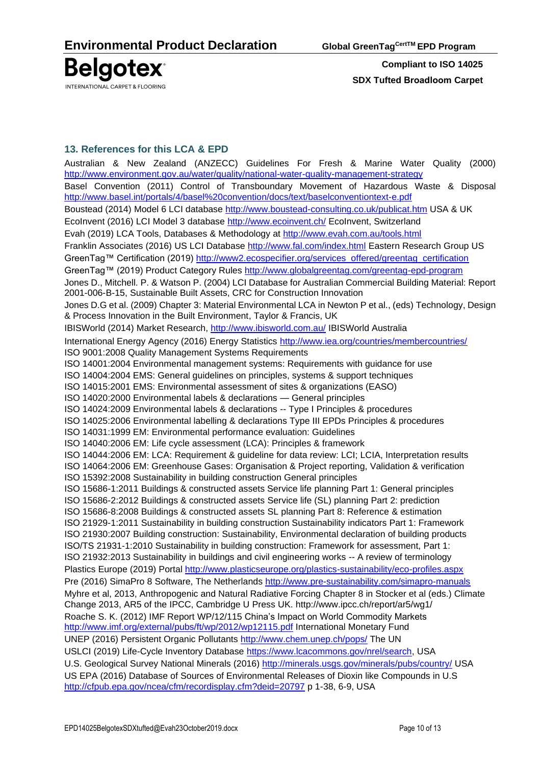## 13. References for this LCA & EPD

Australian & New Zealand (ANZECC) Guidelines For Fresh & Marine Water Quality (2000) http://www.environment.gov.au/water/quality/national-water-quality-management-strategy

Basel Convention (2011) Control of Transboundary Movement of Hazardous Waste & Disposal http://www.basel.int/portals/4/basel%20convention/docs/text/baselconventiontext-e.pdf

Boustead (2014) Model 6 LCI database http://www.boustead-consulting.co.uk/publicat.htm USA & UK

EcoInvent (2016) LCI Model 3 database http://www.ecoinvent.ch/ EcoInvent, Switzerland

Evah (2019) LCA Tools, Databases & Methodology at http://www.evah.com.au/tools.html

Franklin Associates (2016) US LCI Database http://www.fal.com/index.html Eastern Research Group US

GreenTag™ Certification (2019) http://www2.ecospecifier.org/services_offered/greentag_certification

GreenTag™ (2019) Product Category Rules http://www.globalgreentag.com/greentag-epd-program

Jones D., Mitchell. P. & Watson P. (2004) LCI Database for Australian Commercial Building Material: Report 2001-006-B-15, Sustainable Built Assets, CRC for Construction Innovation

Jones D.G et al. (2009) Chapter 3: Material Environmental LCA in Newton P et al., (eds) Technology, Design & Process Innovation in the Built Environment, Taylor & Francis, UK

IBISWorld (2014) Market Research, http://www.ibisworld.com.au/ IBISWorld Australia

International Energy Agency (2016) Energy Statistics http://www.iea.org/countries/membercountries/

ISO 9001:2008 Quality Management Systems Requirements

ISO 14001:2004 Environmental management systems: Requirements with guidance for use

ISO 14004:2004 EMS: General guidelines on principles, systems & support techniques

ISO 14015:2001 EMS: Environmental assessment of sites & organizations (EASO)

ISO 14020:2000 Environmental labels & declarations — General principles

ISO 14024:2009 Environmental labels & declarations -- Type I Principles & procedures

ISO 14025:2006 Environmental labelling & declarations Type III EPDs Principles & procedures

ISO 14031:1999 EM: Environmental performance evaluation: Guidelines

ISO 14040:2006 EM: Life cycle assessment (LCA): Principles & framework

ISO 14044:2006 EM: LCA: Requirement & guideline for data review: LCI; LCIA, Interpretation results

ISO 14064:2006 EM: Greenhouse Gases: Organisation & Project reporting, Validation & verification

ISO 15392:2008 Sustainability in building construction General principles

ISO 15686-1:2011 Buildings & constructed assets Service life planning Part 1: General principles

ISO 15686-2:2012 Buildings & constructed assets Service life (SL) planning Part 2: prediction

ISO 15686-8:2008 Buildings & constructed assets SL planning Part 8: Reference & estimation

ISO 21929-1:2011 Sustainability in building construction Sustainability indicators Part 1: Framework

ISO 21930:2007 Building construction: Sustainability, Environmental declaration of building products

ISO/TS 21931-1:2010 Sustainability in building construction: Framework for assessment, Part 1:

ISO 21932:2013 Sustainability in buildings and civil engineering works -- A review of terminology

Plastics Europe (2019) Portal http://www.plasticseurope.org/plastics-sustainability/eco-profiles.aspx

Pre (2016) SimaPro 8 Software, The Netherlands http://www.pre-sustainability.com/simapro-manuals

Myhre et al, 2013, Anthropogenic and Natural Radiative Forcing Chapter 8 in Stocker et al (eds.) Climate Change 2013, AR5 of the IPCC, Cambridge U Press UK. http://www.ipcc.ch/report/ar5/wg1/

Roache S. K. (2012) IMF Report WP/12/115 China's Impact on World Commodity Markets http://www.imf.org/external/pubs/ft/wp/2012/wp12115.pdf International Monetary Fund

UNEP (2016) Persistent Organic Pollutants http://www.chem.unep.ch/pops/ The UN

USLCI (2019) Life-Cycle Inventory Database https://www.lcacommons.gov/nrel/search, USA

U.S. Geological Survey National Minerals (2016) http://minerals.usgs.gov/minerals/pubs/country/ USA

US EPA (2016) Database of Sources of Environmental Releases of Dioxin like Compounds in U.S http://cfpub.epa.gov/ncea/cfm/recordisplay.cfm?deid=20797 p 1-38, 6-9, USA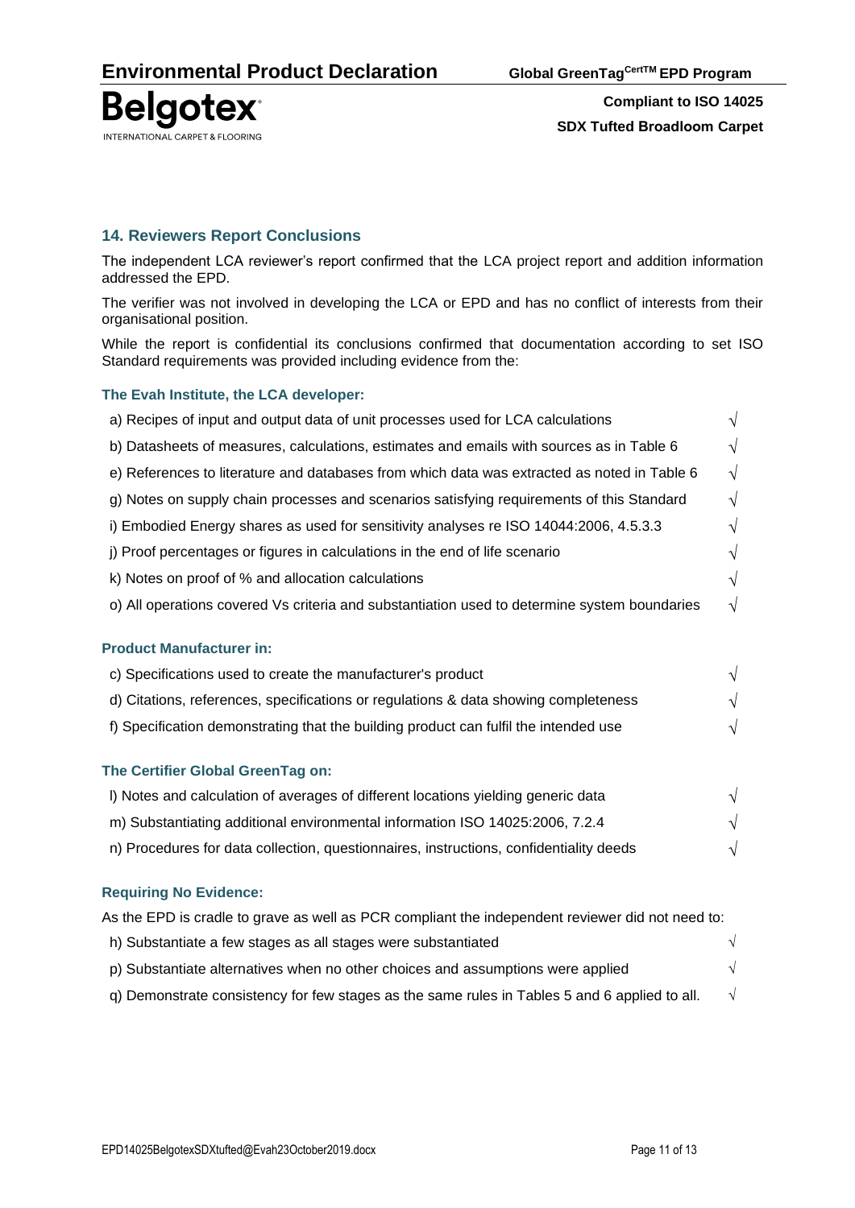## 14. Reviewers Report Conclusions

The independent LCA reviewer's report confirmed that the LCA project report and addition information addressed the EPD.

The verifier was not involved in developing the LCA or EPD and has no conflict of interests from their organisational position.

While the report is confidential its conclusions confirmed that documentation according to set ISO Standard requirements was provided including evidence from the:

### The Evah Institute, the LCA developer:

| | |
|---|---|
| a) Recipes of input and output data of unit processes used for LCA calculations | √ |
| b) Datasheets of measures, calculations, estimates and emails with sources as in Table 6 | √ |
| e) References to literature and databases from which data was extracted as noted in Table 6 | √ |
| g) Notes on supply chain processes and scenarios satisfying requirements of this Standard | √ |
| i) Embodied Energy shares as used for sensitivity analyses re ISO 14044:2006, 4.5.3.3 | √ |
| j) Proof percentages or figures in calculations in the end of life scenario | √ |
| k) Notes on proof of % and allocation calculations | √ |
| o) All operations covered Vs criteria and substantiation used to determine system boundaries | √ |

### Product Manufacturer in:

| | |
|---|---|
| c) Specifications used to create the manufacturer's product | √ |
| d) Citations, references, specifications or regulations & data showing completeness | √ |
| f) Specification demonstrating that the building product can fulfil the intended use | √ |

### The Certifier Global GreenTag on:

| | |
|---|---|
| l) Notes and calculation of averages of different locations yielding generic data | √ |
| m) Substantiating additional environmental information ISO 14025:2006, 7.2.4 | √ |
| n) Procedures for data collection, questionnaires, instructions, confidentiality deeds | √ |

### Requiring No Evidence:

As the EPD is cradle to grave as well as PCR compliant the independent reviewer did not need to:

| | |
|---|---|
| h) Substantiate a few stages as all stages were substantiated | √ |
| p) Substantiate alternatives when no other choices and assumptions were applied | √ |
| q) Demonstrate consistency for few stages as the same rules in Tables 5 and 6 applied to all. | √ |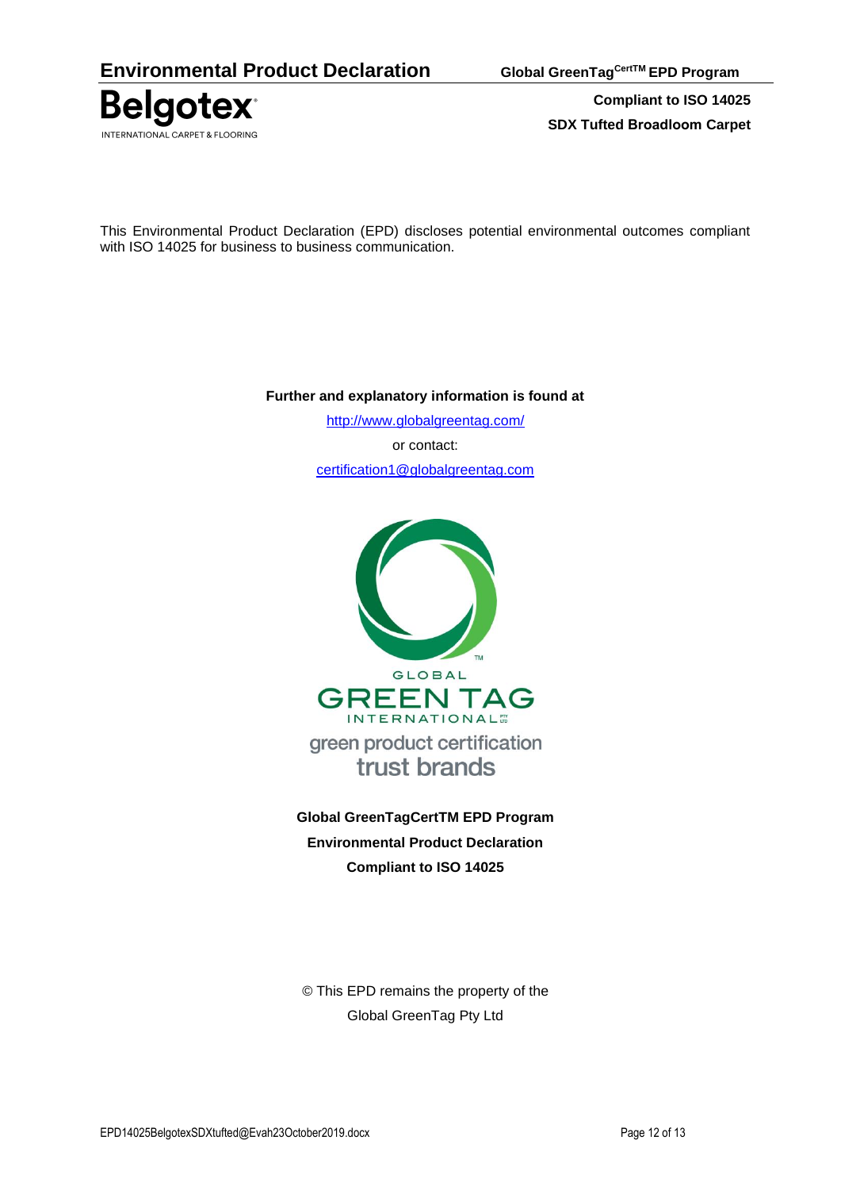This Environmental Product Declaration (EPD) discloses potential environmental outcomes compliant with ISO 14025 for business to business communication.

**Further and explanatory information is found at**

http://www.globalgreentag.com/

or contact:

certification1@globalgreentag.com

GLOBAL GREEN TAG INTERNATIONAL

green product certification
trust brands

**Global GreenTagCertTM EPD Program**

**Environmental Product Declaration**

**Compliant to ISO 14025**

© This EPD remains the property of the Global GreenTag Pty Ltd